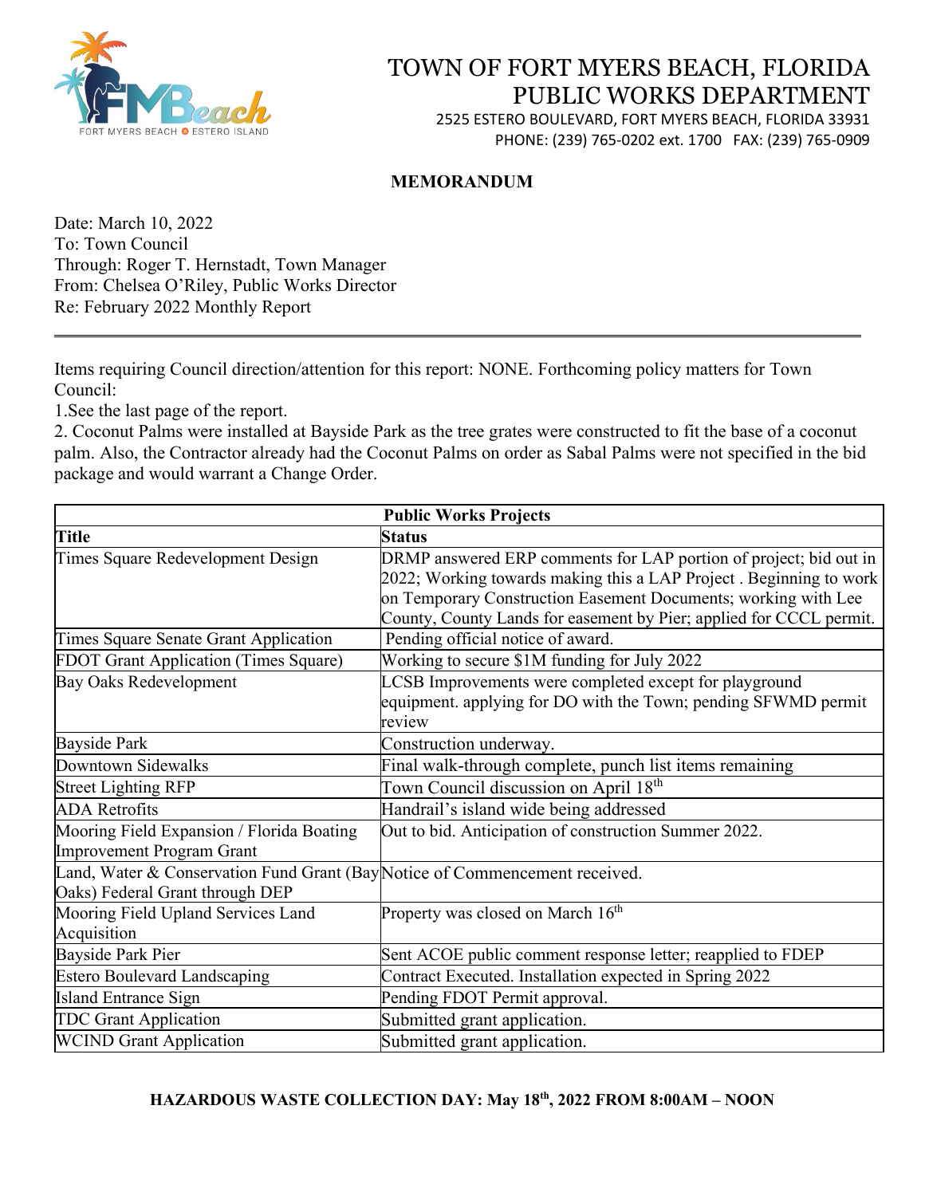# TOWN OF FORT MYERS BEACH, FLORIDA
# PUBLIC WORKS DEPARTMENT

2525 ESTERO BOULEVARD, FORT MYERS BEACH, FLORIDA 33931
PHONE: (239) 765-0202 ext. 1700 FAX: (239) 765-0909

**MEMORANDUM**

Date: March 10, 2022
To: Town Council
Through: Roger T. Hernstadt, Town Manager
From: Chelsea O'Riley, Public Works Director
Re: February 2022 Monthly Report

---

Items requiring Council direction/attention for this report: NONE. Forthcoming policy matters for Town Council:

1.See the last page of the report.
2. Coconut Palms were installed at Bayside Park as the tree grates were constructed to fit the base of a coconut palm. Also, the Contractor already had the Coconut Palms on order as Sabal Palms were not specified in the bid package and would warrant a Change Order.

| **Public Works Projects** | |
|---|---|
| **Title** | **Status** |
| Times Square Redevelopment Design | DRMP answered ERP comments for LAP portion of project; bid out in 2022; Working towards making this a LAP Project . Beginning to work on Temporary Construction Easement Documents; working with Lee County, County Lands for easement by Pier; applied for CCCL permit. |
| Times Square Senate Grant Application | Pending official notice of award. |
| FDOT Grant Application (Times Square) | Working to secure $1M funding for July 2022 |
| Bay Oaks Redevelopment | LCSB Improvements were completed except for playground equipment. applying for DO with the Town; pending SFWMD permit review |
| Bayside Park | Construction underway. |
| Downtown Sidewalks | Final walk-through complete, punch list items remaining |
| Street Lighting RFP | Town Council discussion on April 18th |
| ADA Retrofits | Handrail's island wide being addressed |
| Mooring Field Expansion / Florida Boating Improvement Program Grant | Out to bid. Anticipation of construction Summer 2022. |
| Land, Water & Conservation Fund Grant (Bay Oaks) Federal Grant through DEP | Notice of Commencement received. |
| Mooring Field Upland Services Land Acquisition | Property was closed on March 16th |
| Bayside Park Pier | Sent ACOE public comment response letter; reapplied to FDEP |
| Estero Boulevard Landscaping | Contract Executed. Installation expected in Spring 2022 |
| Island Entrance Sign | Pending FDOT Permit approval. |
| TDC Grant Application | Submitted grant application. |
| WCIND Grant Application | Submitted grant application. |

**HAZARDOUS WASTE COLLECTION DAY: May 18th, 2022 FROM 8:00AM – NOON**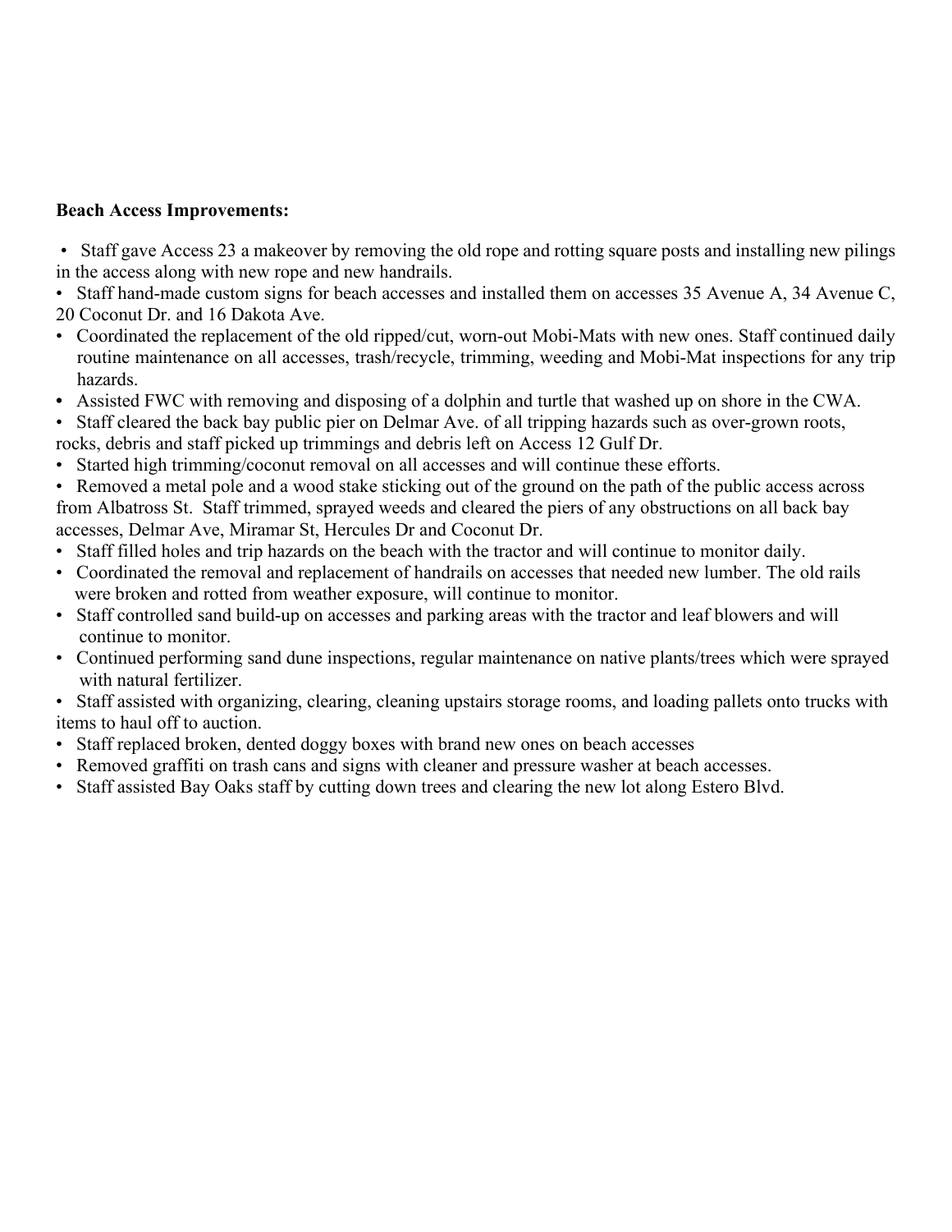**Beach Access Improvements:**

- Staff gave Access 23 a makeover by removing the old rope and rotting square posts and installing new pilings in the access along with new rope and new handrails.
- Staff hand-made custom signs for beach accesses and installed them on accesses 35 Avenue A, 34 Avenue C, 20 Coconut Dr. and 16 Dakota Ave.
- Coordinated the replacement of the old ripped/cut, worn-out Mobi-Mats with new ones. Staff continued daily routine maintenance on all accesses, trash/recycle, trimming, weeding and Mobi-Mat inspections for any trip hazards.
- Assisted FWC with removing and disposing of a dolphin and turtle that washed up on shore in the CWA.
- Staff cleared the back bay public pier on Delmar Ave. of all tripping hazards such as over-grown roots, rocks, debris and staff picked up trimmings and debris left on Access 12 Gulf Dr.
- Started high trimming/coconut removal on all accesses and will continue these efforts.
- Removed a metal pole and a wood stake sticking out of the ground on the path of the public access across from Albatross St. Staff trimmed, sprayed weeds and cleared the piers of any obstructions on all back bay accesses, Delmar Ave, Miramar St, Hercules Dr and Coconut Dr.
- Staff filled holes and trip hazards on the beach with the tractor and will continue to monitor daily.
- Coordinated the removal and replacement of handrails on accesses that needed new lumber. The old rails were broken and rotted from weather exposure, will continue to monitor.
- Staff controlled sand build-up on accesses and parking areas with the tractor and leaf blowers and will continue to monitor.
- Continued performing sand dune inspections, regular maintenance on native plants/trees which were sprayed with natural fertilizer.
- Staff assisted with organizing, clearing, cleaning upstairs storage rooms, and loading pallets onto trucks with items to haul off to auction.
- Staff replaced broken, dented doggy boxes with brand new ones on beach accesses
- Removed graffiti on trash cans and signs with cleaner and pressure washer at beach accesses.
- Staff assisted Bay Oaks staff by cutting down trees and clearing the new lot along Estero Blvd.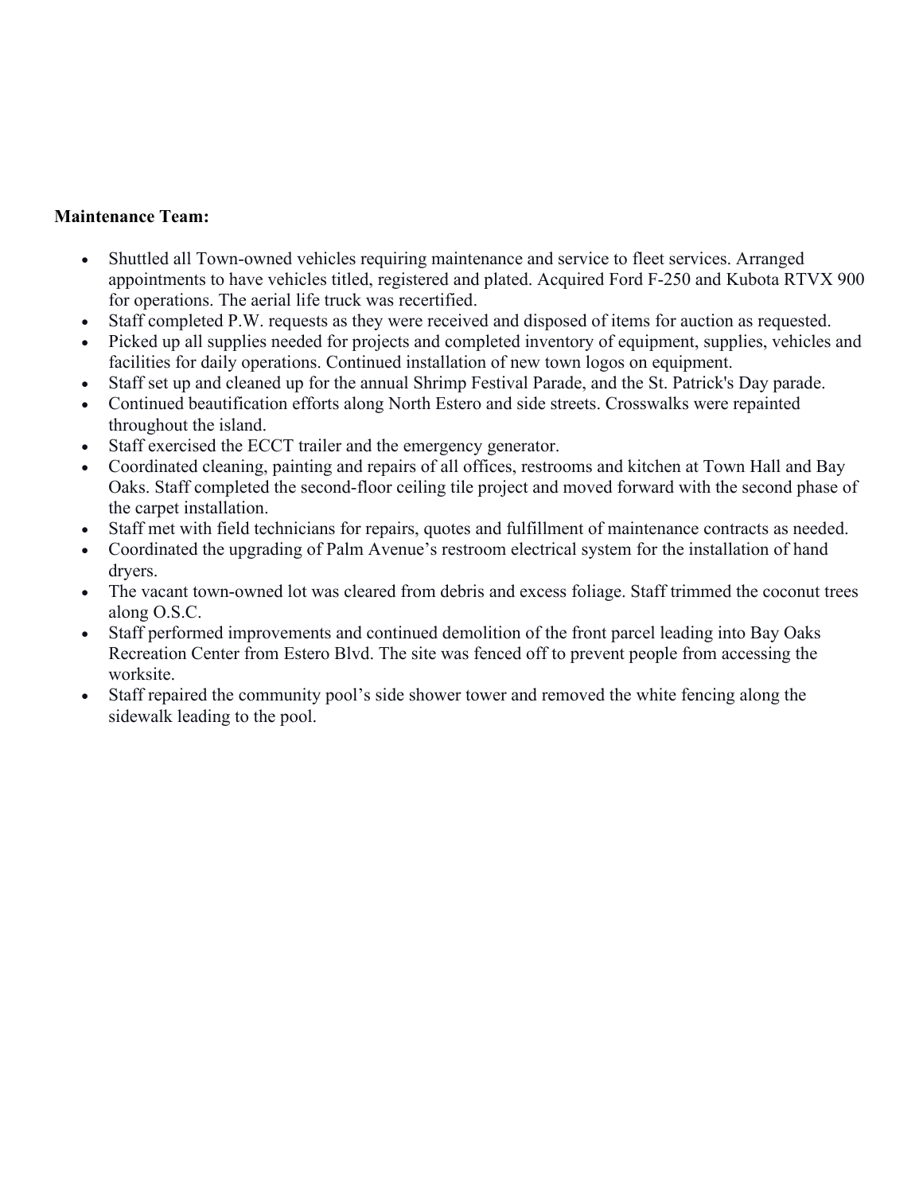**Maintenance Team:**

- Shuttled all Town-owned vehicles requiring maintenance and service to fleet services. Arranged appointments to have vehicles titled, registered and plated. Acquired Ford F-250 and Kubota RTVX 900 for operations. The aerial life truck was recertified.
- Staff completed P.W. requests as they were received and disposed of items for auction as requested.
- Picked up all supplies needed for projects and completed inventory of equipment, supplies, vehicles and facilities for daily operations. Continued installation of new town logos on equipment.
- Staff set up and cleaned up for the annual Shrimp Festival Parade, and the St. Patrick's Day parade.
- Continued beautification efforts along North Estero and side streets. Crosswalks were repainted throughout the island.
- Staff exercised the ECCT trailer and the emergency generator.
- Coordinated cleaning, painting and repairs of all offices, restrooms and kitchen at Town Hall and Bay Oaks. Staff completed the second-floor ceiling tile project and moved forward with the second phase of the carpet installation.
- Staff met with field technicians for repairs, quotes and fulfillment of maintenance contracts as needed.
- Coordinated the upgrading of Palm Avenue's restroom electrical system for the installation of hand dryers.
- The vacant town-owned lot was cleared from debris and excess foliage. Staff trimmed the coconut trees along O.S.C.
- Staff performed improvements and continued demolition of the front parcel leading into Bay Oaks Recreation Center from Estero Blvd. The site was fenced off to prevent people from accessing the worksite.
- Staff repaired the community pool's side shower tower and removed the white fencing along the sidewalk leading to the pool.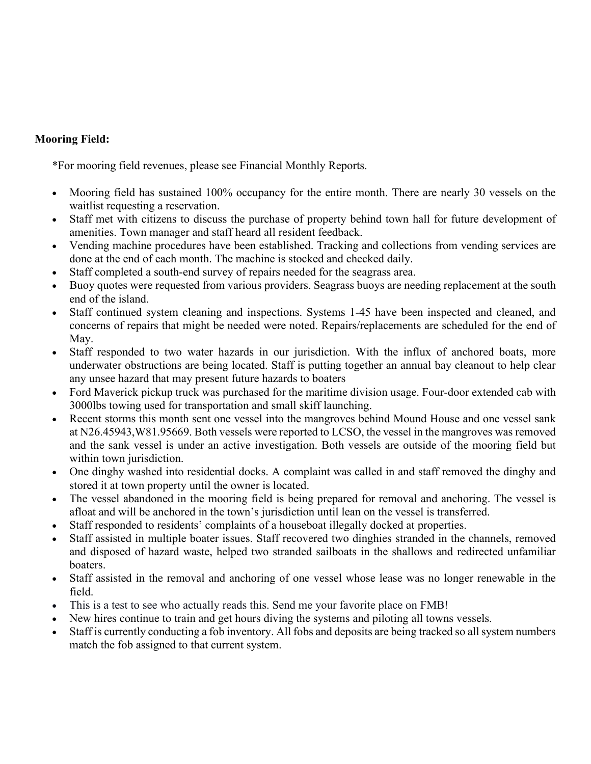**Mooring Field:**

*For mooring field revenues, please see Financial Monthly Reports.

- Mooring field has sustained 100% occupancy for the entire month. There are nearly 30 vessels on the waitlist requesting a reservation.
- Staff met with citizens to discuss the purchase of property behind town hall for future development of amenities. Town manager and staff heard all resident feedback.
- Vending machine procedures have been established. Tracking and collections from vending services are done at the end of each month. The machine is stocked and checked daily.
- Staff completed a south-end survey of repairs needed for the seagrass area.
- Buoy quotes were requested from various providers. Seagrass buoys are needing replacement at the south end of the island.
- Staff continued system cleaning and inspections. Systems 1-45 have been inspected and cleaned, and concerns of repairs that might be needed were noted. Repairs/replacements are scheduled for the end of May.
- Staff responded to two water hazards in our jurisdiction. With the influx of anchored boats, more underwater obstructions are being located. Staff is putting together an annual bay cleanout to help clear any unsee hazard that may present future hazards to boaters
- Ford Maverick pickup truck was purchased for the maritime division usage. Four-door extended cab with 3000lbs towing used for transportation and small skiff launching.
- Recent storms this month sent one vessel into the mangroves behind Mound House and one vessel sank at N26.45943,W81.95669. Both vessels were reported to LCSO, the vessel in the mangroves was removed and the sank vessel is under an active investigation. Both vessels are outside of the mooring field but within town jurisdiction.
- One dinghy washed into residential docks. A complaint was called in and staff removed the dinghy and stored it at town property until the owner is located.
- The vessel abandoned in the mooring field is being prepared for removal and anchoring. The vessel is afloat and will be anchored in the town's jurisdiction until lean on the vessel is transferred.
- Staff responded to residents' complaints of a houseboat illegally docked at properties.
- Staff assisted in multiple boater issues. Staff recovered two dinghies stranded in the channels, removed and disposed of hazard waste, helped two stranded sailboats in the shallows and redirected unfamiliar boaters.
- Staff assisted in the removal and anchoring of one vessel whose lease was no longer renewable in the field.
- This is a test to see who actually reads this. Send me your favorite place on FMB!
- New hires continue to train and get hours diving the systems and piloting all towns vessels.
- Staff is currently conducting a fob inventory. All fobs and deposits are being tracked so all system numbers match the fob assigned to that current system.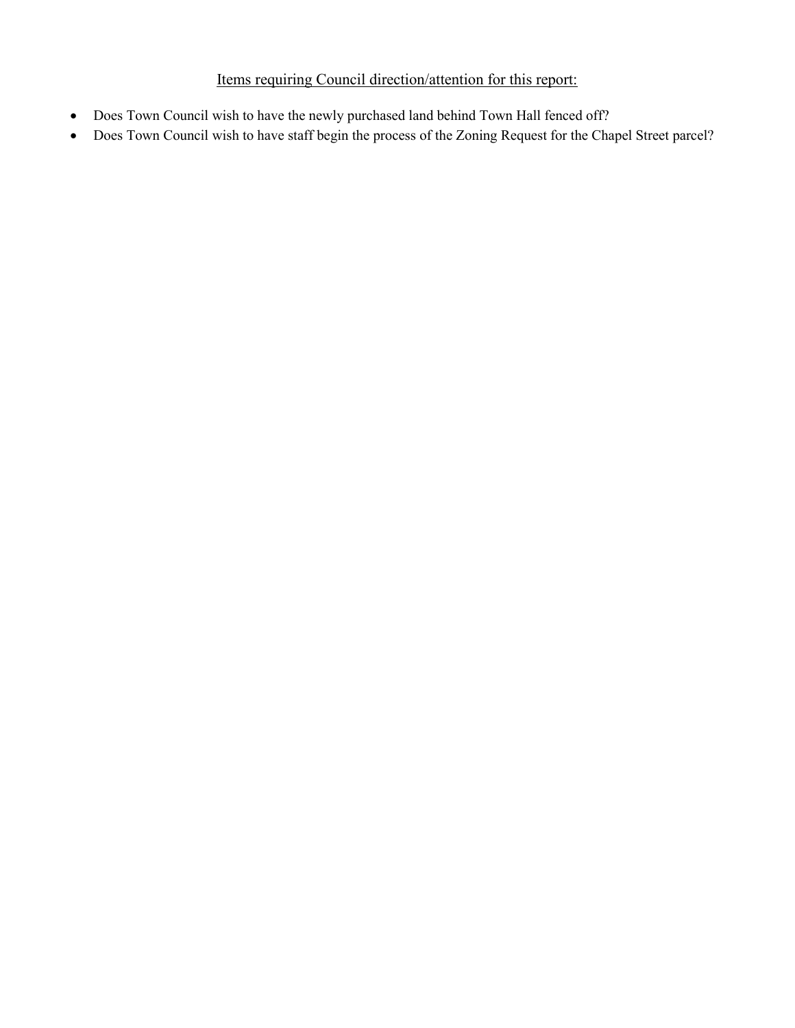Items requiring Council direction/attention for this report:

- Does Town Council wish to have the newly purchased land behind Town Hall fenced off?
- Does Town Council wish to have staff begin the process of the Zoning Request for the Chapel Street parcel?